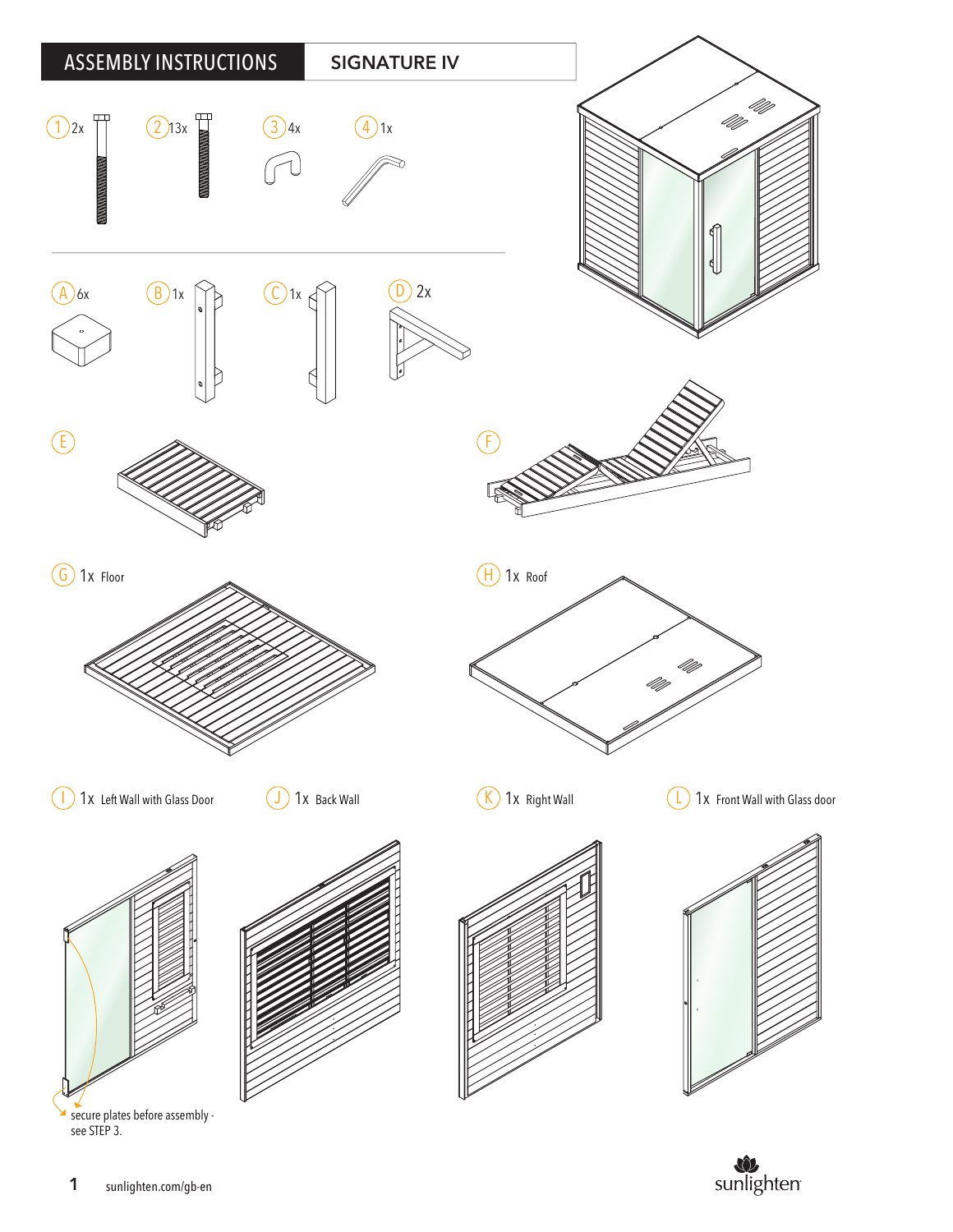# ASSEMBLY INSTRUCTIONS

## SIGNATURE IV

1 2x

2 13x

3 4x

4 1x

A 6x

B 1x

C 1x

D 2x

E

F

G 1x Floor

H 1x Roof

I 1x Left Wall with Glass Door

J 1x Back Wall

K 1x Right Wall

L 1x Front Wall with Glass door

secure plates before assembly - see STEP 3.

sunlighten.com/gb-en

sunlighten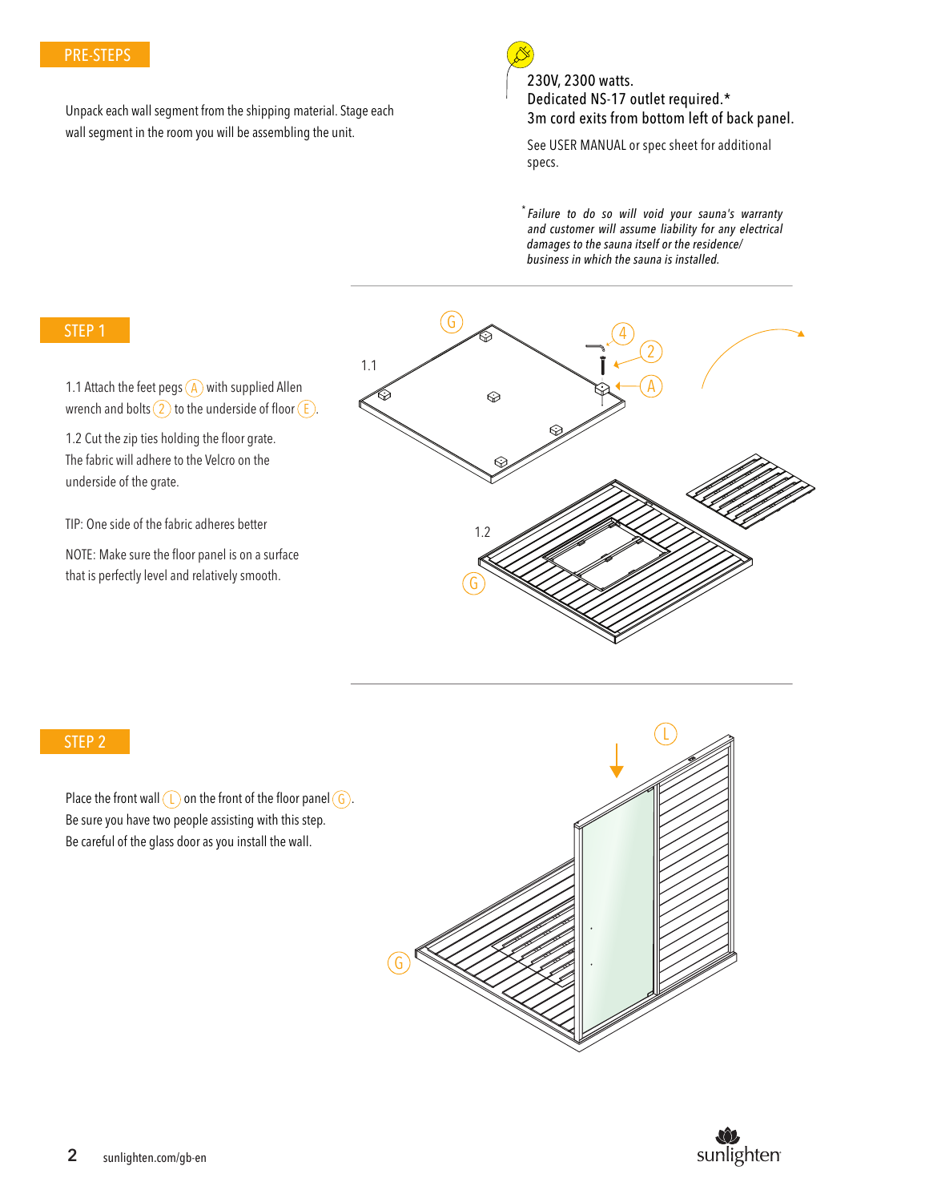## PRE-STEPS

Unpack each wall segment from the shipping material. Stage each wall segment in the room you will be assembling the unit.

230V, 2300 watts.
Dedicated NS-17 outlet required.*
3m cord exits from bottom left of back panel.

See USER MANUAL or spec sheet for additional specs.

*\*Failure to do so will void your sauna's warranty and customer will assume liability for any electrical damages to the sauna itself or the residence/ business in which the sauna is installed.*

## STEP 1

1.1 Attach the feet pegs (A) with supplied Allen wrench and bolts (2) to the underside of floor (E).

1.2 Cut the zip ties holding the floor grate. The fabric will adhere to the Velcro on the underside of the grate.

TIP: One side of the fabric adheres better

NOTE: Make sure the floor panel is on a surface that is perfectly level and relatively smooth.

## STEP 2

Place the front wall (L) on the front of the floor panel (G). Be sure you have two people assisting with this step. Be careful of the glass door as you install the wall.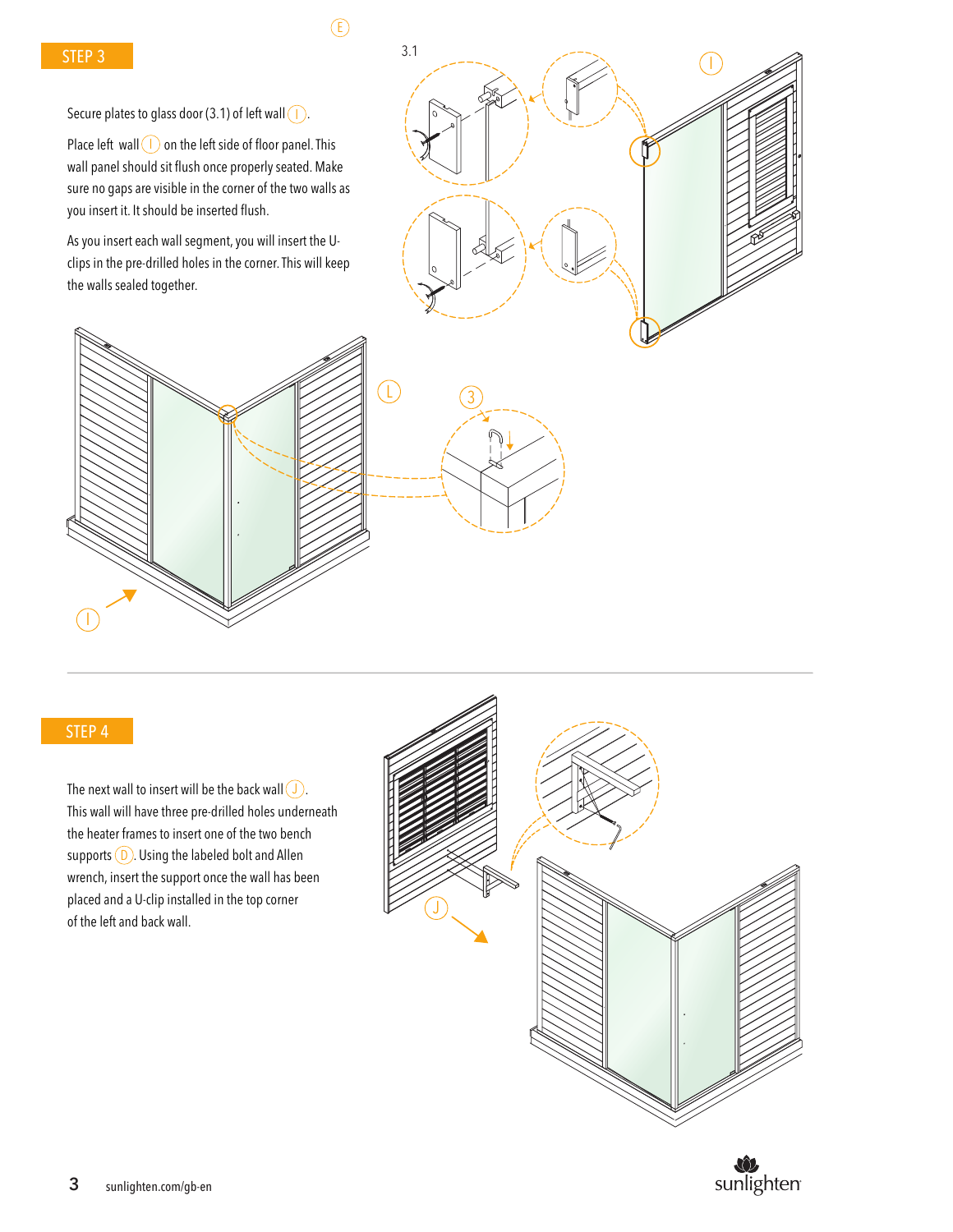## STEP 3

Secure plates to glass door (3.1) of left wall (I).

Place left wall (I) on the left side of floor panel. This wall panel should sit flush once properly seated. Make sure no gaps are visible in the corner of the two walls as you insert it. It should be inserted flush.

As you insert each wall segment, you will insert the U-clips in the pre-drilled holes in the corner. This will keep the walls sealed together.

## STEP 4

The next wall to insert will be the back wall (J). This wall will have three pre-drilled holes underneath the heater frames to insert one of the two bench supports (D). Using the labeled bolt and Allen wrench, insert the support once the wall has been placed and a U-clip installed in the top corner of the left and back wall.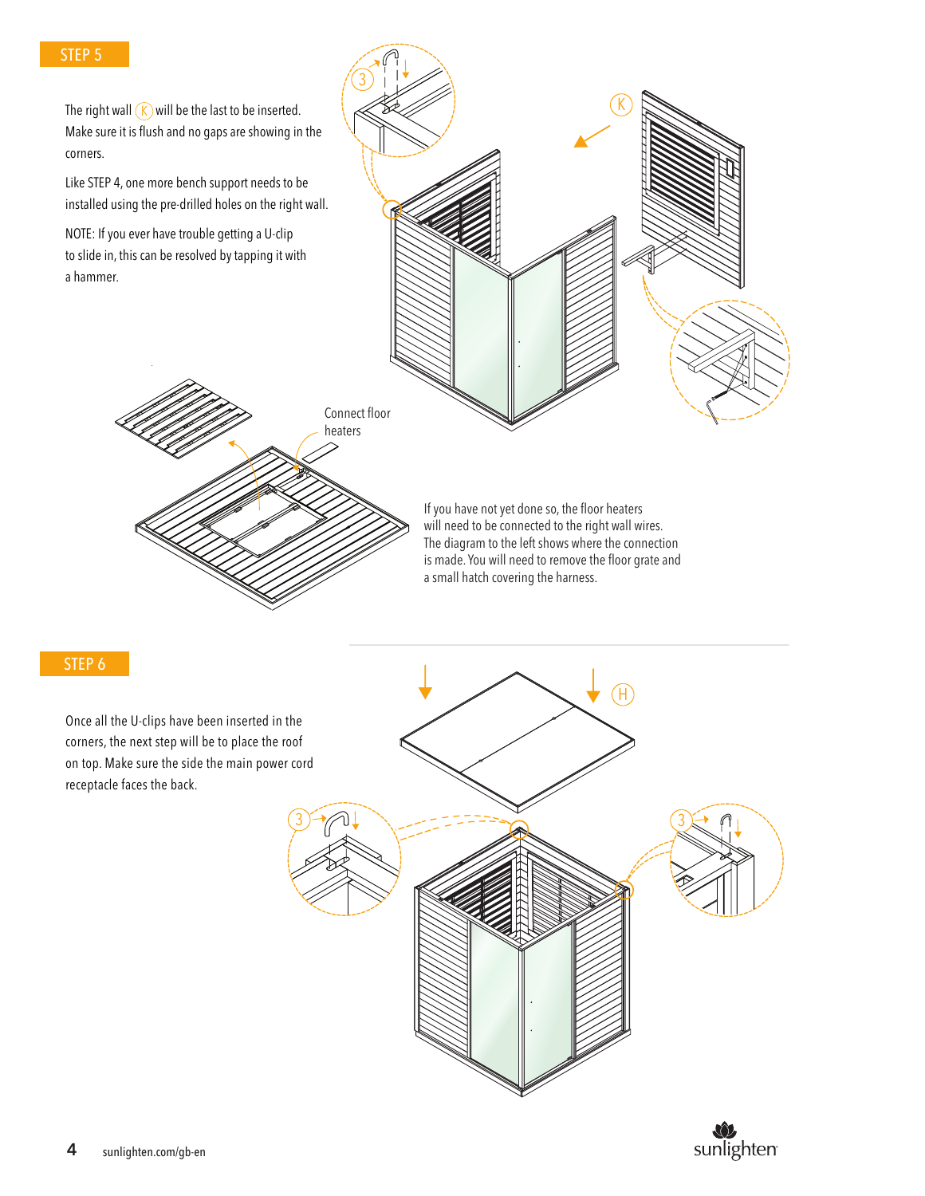## STEP 5

The right wall (K) will be the last to be inserted. Make sure it is flush and no gaps are showing in the corners.

Like STEP 4, one more bench support needs to be installed using the pre-drilled holes on the right wall.

NOTE: If you ever have trouble getting a U-clip to slide in, this can be resolved by tapping it with a hammer.

Connect floor heaters

If you have not yet done so, the floor heaters will need to be connected to the right wall wires. The diagram to the left shows where the connection is made. You will need to remove the floor grate and a small hatch covering the harness.

## STEP 6

Once all the U-clips have been inserted in the corners, the next step will be to place the roof on top. Make sure the side the main power cord receptacle faces the back.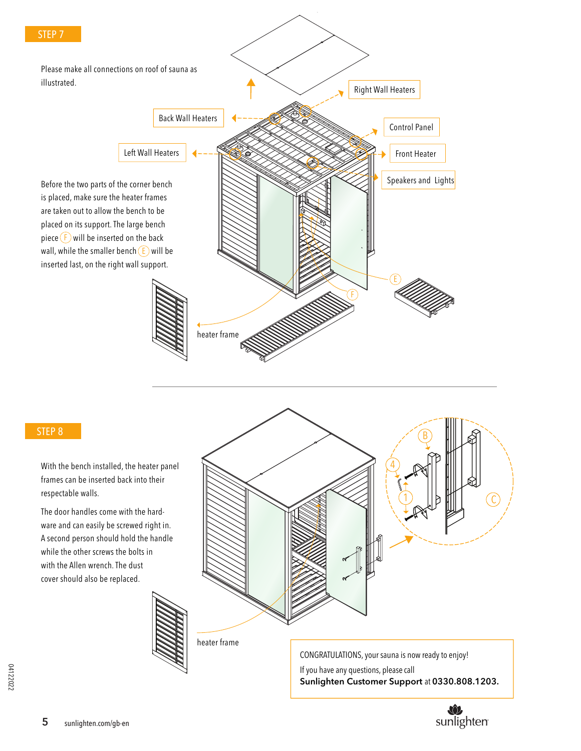## STEP 7

Please make all connections on roof of sauna as illustrated.

Right Wall Heaters

Back Wall Heaters

Control Panel

Left Wall Heaters

Front Heater

Speakers and Lights

Before the two parts of the corner bench is placed, make sure the heater frames are taken out to allow the bench to be placed on its support. The large bench piece (F) will be inserted on the back wall, while the smaller bench (E) will be inserted last, on the right wall support.

E

F

heater frame

## STEP 8

With the bench installed, the heater panel frames can be inserted back into their respectable walls.

The door handles come with the hardware and can easily be screwed right in. A second person should hold the handle while the other screws the bolts in with the Allen wrench. The dust cover should also be replaced.

B

4

1

C

heater frame

CONGRATULATIONS, your sauna is now ready to enjoy!

If you have any questions, please call
**Sunlighten Customer Support** at **0330.808.1203.**

04122022

sunlighten.com/gb-en

sunlighten